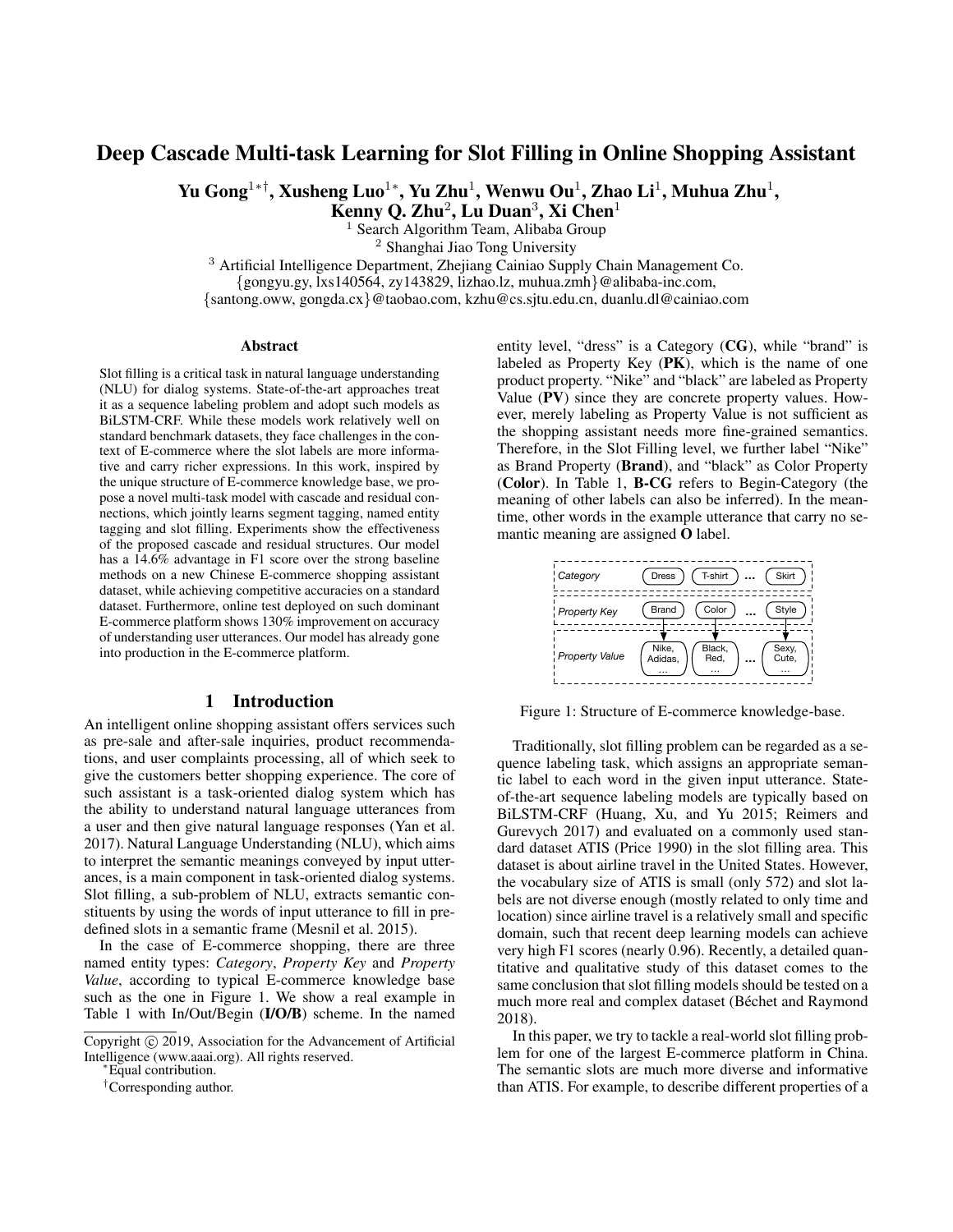# Deep Cascade Multi-task Learning for Slot Filling in Online Shopping Assistant

**Yu Gong[1*†], Xusheng Luo[1*], Yu Zhu[1], Wenwu Ou[1], Zhao Li[1], Muhua Zhu[1], Kenny Q. Zhu[2], Lu Duan[3], Xi Chen[1]**

[1] Search Algorithm Team, Alibaba Group
[2] Shanghai Jiao Tong University
[3] Artificial Intelligence Department, Zhejiang Cainiao Supply Chain Management Co.
{gongyu.gy, lxs140564, zy143829, lizhao.lz, muhua.zmh}@alibaba-inc.com,
{santong.oww, gongda.cx}@taobao.com, kzhu@cs.sjtu.edu.cn, duanlu.dl@cainiao.com

## Abstract

Slot filling is a critical task in natural language understanding (NLU) for dialog systems. State-of-the-art approaches treat it as a sequence labeling problem and adopt such models as BiLSTM-CRF. While these models work relatively well on standard benchmark datasets, they face challenges in the context of E-commerce where the slot labels are more informative and carry richer expressions. In this work, inspired by the unique structure of E-commerce knowledge base, we propose a novel multi-task model with cascade and residual connections, which jointly learns segment tagging, named entity tagging and slot filling. Experiments show the effectiveness of the proposed cascade and residual structures. Our model has a 14.6% advantage in F1 score over the strong baseline methods on a new Chinese E-commerce shopping assistant dataset, while achieving competitive accuracies on a standard dataset. Furthermore, online test deployed on such dominant E-commerce platform shows 130% improvement on accuracy of understanding user utterances. Our model has already gone into production in the E-commerce platform.

## 1 Introduction

An intelligent online shopping assistant offers services such as pre-sale and after-sale inquiries, product recommendations, and user complaints processing, all of which seek to give the customers better shopping experience. The core of such assistant is a task-oriented dialog system which has the ability to understand natural language utterances from a user and then give natural language responses (Yan et al. 2017). Natural Language Understanding (NLU), which aims to interpret the semantic meanings conveyed by input utterances, is a main component in task-oriented dialog systems. Slot filling, a sub-problem of NLU, extracts semantic constituents by using the words of input utterance to fill in predefined slots in a semantic frame (Mesnil et al. 2015).

In the case of E-commerce shopping, there are three named entity types: *Category*, *Property Key* and *Property Value*, according to typical E-commerce knowledge base such as the one in Figure 1. We show a real example in Table 1 with In/Out/Begin (**I/O/B**) scheme. In the named entity level, "dress" is a Category (**CG**), while "brand" is labeled as Property Key (**PK**), which is the name of one product property. "Nike" and "black" are labeled as Property Value (**PV**) since they are concrete property values. However, merely labeling as Property Value is not sufficient as the shopping assistant needs more fine-grained semantics. Therefore, in the Slot Filling level, we further label "Nike" as Brand Property (**Brand**), and "black" as Color Property (**Color**). In Table 1, **B-CG** refers to Begin-Category (the meaning of other labels can also be inferred). In the meantime, other words in the example utterance that carry no semantic meaning are assigned **O** label.

| | | | | |
|---|---|---|---|---|
| *Category* | Dress | T-shirt | ... | Skirt |
| *Property Key* | Brand | Color | ... | Style |
| *Property Value* | Nike, Adidas, ... | Black, Red, ... | ... | Sexy, Cute, ... |

Figure 1: Structure of E-commerce knowledge-base.

Traditionally, slot filling problem can be regarded as a sequence labeling task, which assigns an appropriate semantic label to each word in the given input utterance. State-of-the-art sequence labeling models are typically based on BiLSTM-CRF (Huang, Xu, and Yu 2015; Reimers and Gurevych 2017) and evaluated on a commonly used standard dataset ATIS (Price 1990) in the slot filling area. This dataset is about airline travel in the United States. However, the vocabulary size of ATIS is small (only 572) and slot labels are not diverse enough (mostly related to only time and location) since airline travel is a relatively small and specific domain, such that recent deep learning models can achieve very high F1 scores (nearly 0.96). Recently, a detailed quantitative and qualitative study of this dataset comes to the same conclusion that slot filling models should be tested on a much more real and complex dataset (Béchet and Raymond 2018).

In this paper, we try to tackle a real-world slot filling problem for one of the largest E-commerce platform in China. The semantic slots are much more diverse and informative than ATIS. For example, to describe different properties of a

Copyright © 2019, Association for the Advancement of Artificial Intelligence (www.aaai.org). All rights reserved.

*Equal contribution.

†Corresponding author.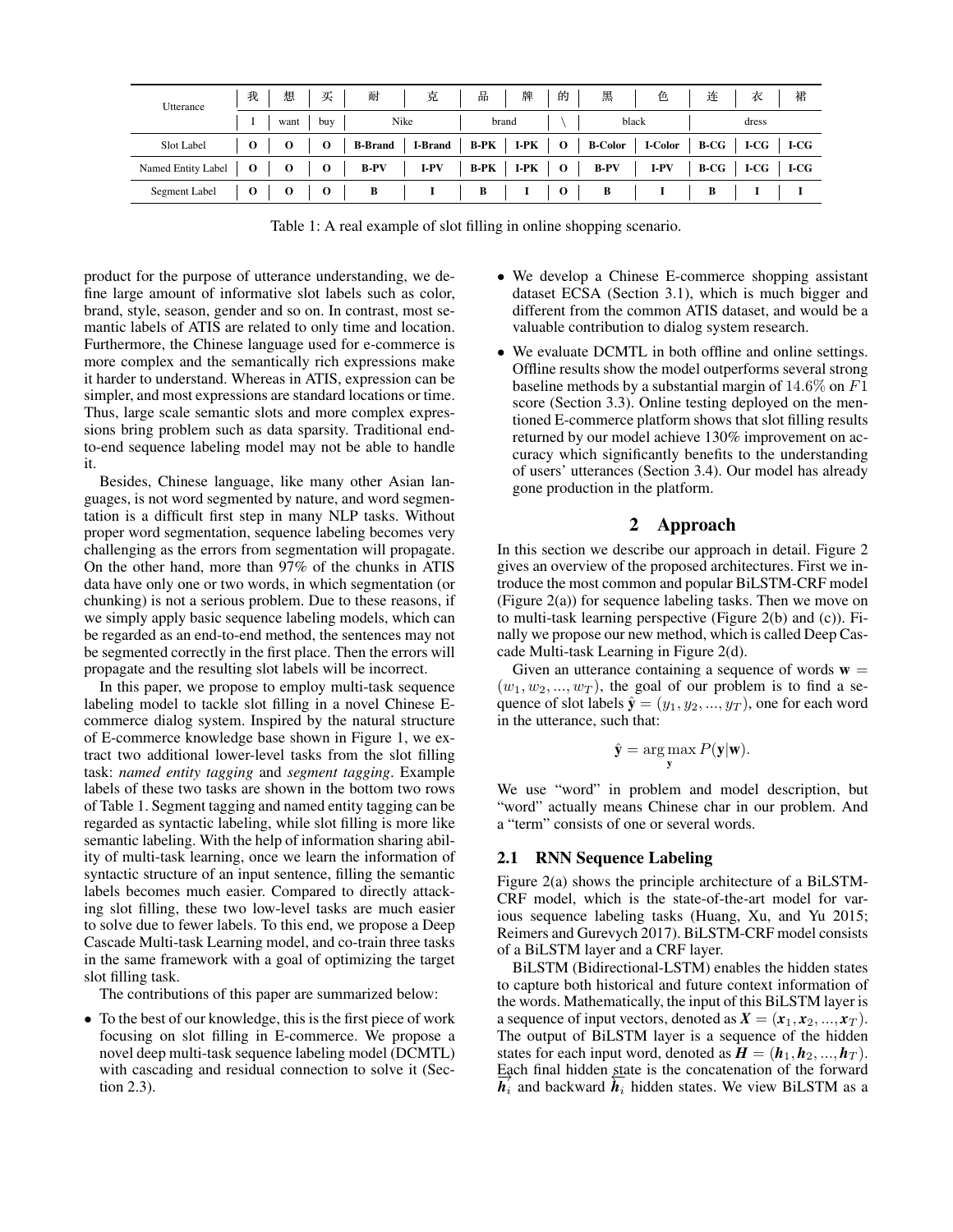| Utterance | 我 | 想 | 买 | 耐 | 克 | 品 | 牌 | 的 | 黑 | 色 | 连 | 衣 | 裙 |
|---|---|---|---|---|---|---|---|---|---|---|---|---|---|
| | I | want | buy | Nike | | brand | | \ | black | | dress | | |
| Slot Label | **O** | **O** | **O** | **B-Brand** | **I-Brand** | **B-PK** | **I-PK** | **O** | **B-Color** | **I-Color** | **B-CG** | **I-CG** | **I-CG** |
| Named Entity Label | **O** | **O** | **O** | **B-PV** | **I-PV** | **B-PK** | **I-PK** | **O** | **B-PV** | **I-PV** | **B-CG** | **I-CG** | **I-CG** |
| Segment Label | **O** | **O** | **O** | **B** | **I** | **B** | **I** | **O** | **B** | **I** | **B** | **I** | **I** |

Table 1: A real example of slot filling in online shopping scenario.

product for the purpose of utterance understanding, we define large amount of informative slot labels such as color, brand, style, season, gender and so on. In contrast, most semantic labels of ATIS are related to only time and location. Furthermore, the Chinese language used for e-commerce is more complex and the semantically rich expressions make it harder to understand. Whereas in ATIS, expression can be simpler, and most expressions are standard locations or time. Thus, large scale semantic slots and more complex expressions bring problem such as data sparsity. Traditional end-to-end sequence labeling model may not be able to handle it.

Besides, Chinese language, like many other Asian languages, is not word segmented by nature, and word segmentation is a difficult first step in many NLP tasks. Without proper word segmentation, sequence labeling becomes very challenging as the errors from segmentation will propagate. On the other hand, more than 97% of the chunks in ATIS data have only one or two words, in which segmentation (or chunking) is not a serious problem. Due to these reasons, if we simply apply basic sequence labeling models, which can be regarded as an end-to-end method, the sentences may not be segmented correctly in the first place. Then the errors will propagate and the resulting slot labels will be incorrect.

In this paper, we propose to employ multi-task sequence labeling model to tackle slot filling in a novel Chinese E-commerce dialog system. Inspired by the natural structure of E-commerce knowledge base shown in Figure 1, we extract two additional lower-level tasks from the slot filling task: *named entity tagging* and *segment tagging*. Example labels of these two tasks are shown in the bottom two rows of Table 1. Segment tagging and named entity tagging can be regarded as syntactic labeling, while slot filling is more like semantic labeling. With the help of information sharing ability of multi-task learning, once we learn the information of syntactic structure of an input sentence, filling the semantic labels becomes much easier. Compared to directly attacking slot filling, these two low-level tasks are much easier to solve due to fewer labels. To this end, we propose a Deep Cascade Multi-task Learning model, and co-train three tasks in the same framework with a goal of optimizing the target slot filling task.

The contributions of this paper are summarized below:

- To the best of our knowledge, this is the first piece of work focusing on slot filling in E-commerce. We propose a novel deep multi-task sequence labeling model (DCMTL) with cascading and residual connection to solve it (Section 2.3).
- We develop a Chinese E-commerce shopping assistant dataset ECSA (Section 3.1), which is much bigger and different from the common ATIS dataset, and would be a valuable contribution to dialog system research.
- We evaluate DCMTL in both offline and online settings. Offline results show the model outperforms several strong baseline methods by a substantial margin of $14.6\%$ on $F1$ score (Section 3.3). Online testing deployed on the mentioned E-commerce platform shows that slot filling results returned by our model achieve 130% improvement on accuracy which significantly benefits to the understanding of users' utterances (Section 3.4). Our model has already gone production in the platform.

## 2 Approach

In this section we describe our approach in detail. Figure 2 gives an overview of the proposed architectures. First we introduce the most common and popular BiLSTM-CRF model (Figure 2(a)) for sequence labeling tasks. Then we move on to multi-task learning perspective (Figure 2(b) and (c)). Finally we propose our new method, which is called Deep Cascade Multi-task Learning in Figure 2(d).

Given an utterance containing a sequence of words $\mathbf{w} = (w_1, w_2, ..., w_T)$, the goal of our problem is to find a sequence of slot labels $\hat{\mathbf{y}} = (y_1, y_2, ..., y_T)$, one for each word in the utterance, such that:

$$\hat{\mathbf{y}} = \arg\max_{\mathbf{y}} P(\mathbf{y}|\mathbf{w}).$$

We use "word" in problem and model description, but "word" actually means Chinese char in our problem. And a "term" consists of one or several words.

### 2.1 RNN Sequence Labeling

Figure 2(a) shows the principle architecture of a BiLSTM-CRF model, which is the state-of-the-art model for various sequence labeling tasks (Huang, Xu, and Yu 2015; Reimers and Gurevych 2017). BiLSTM-CRF model consists of a BiLSTM layer and a CRF layer.

BiLSTM (Bidirectional-LSTM) enables the hidden states to capture both historical and future context information of the words. Mathematically, the input of this BiLSTM layer is a sequence of input vectors, denoted as $\boldsymbol{X} = (\boldsymbol{x}_1, \boldsymbol{x}_2, ..., \boldsymbol{x}_T)$. The output of BiLSTM layer is a sequence of the hidden states for each input word, denoted as $\boldsymbol{H} = (\boldsymbol{h}_1, \boldsymbol{h}_2, ..., \boldsymbol{h}_T)$. Each final hidden state is the concatenation of the forward $\overrightarrow{\boldsymbol{h}_i}$ and backward $\overleftarrow{\boldsymbol{h}_i}$ hidden states. We view BiLSTM as a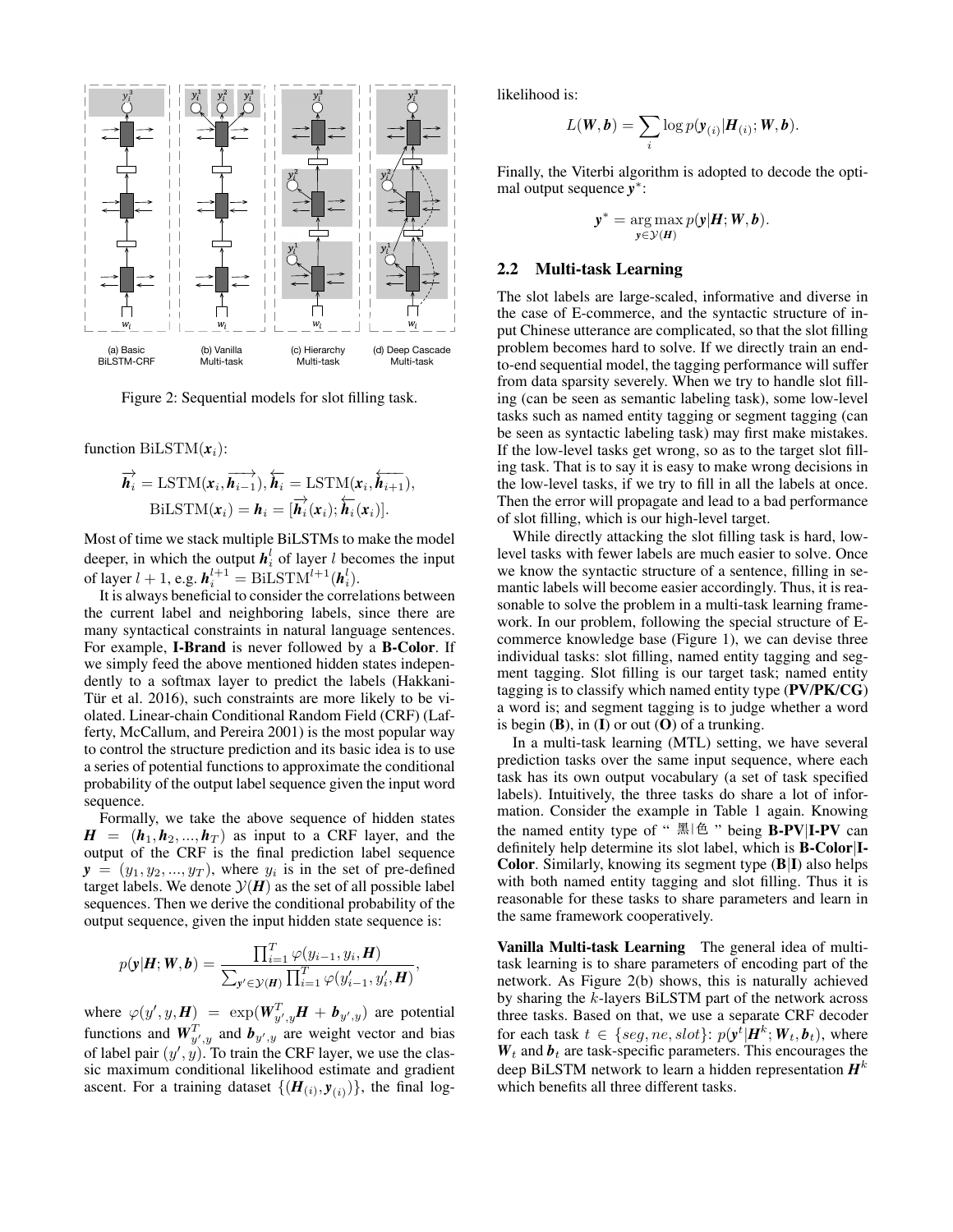(a) Basic BiLSTM-CRF (b) Vanilla Multi-task (c) Hierarchy Multi-task (d) Deep Cascade Multi-task

Figure 2: Sequential models for slot filling task.

function $\text{BiLSTM}(\boldsymbol{x}_i)$:

$$\overrightarrow{\boldsymbol{h}_i} = \text{LSTM}(\boldsymbol{x}_i, \overrightarrow{\boldsymbol{h}_{i-1}}), \overleftarrow{\boldsymbol{h}_i} = \text{LSTM}(\boldsymbol{x}_i, \overleftarrow{\boldsymbol{h}_{i+1}}),$$
$$\text{BiLSTM}(\boldsymbol{x}_i) = \boldsymbol{h}_i = [\overrightarrow{\boldsymbol{h}_i}(\boldsymbol{x}_i); \overleftarrow{\boldsymbol{h}_i}(\boldsymbol{x}_i)].$$

Most of time we stack multiple BiLSTMs to make the model deeper, in which the output $\boldsymbol{h}_i^l$ of layer $l$ becomes the input of layer $l+1$, e.g. $\boldsymbol{h}_i^{l+1} = \text{BiLSTM}^{l+1}(\boldsymbol{h}_i^l)$.

It is always beneficial to consider the correlations between the current label and neighboring labels, since there are many syntactical constraints in natural language sentences. For example, **I-Brand** is never followed by a **B-Color**. If we simply feed the above mentioned hidden states independently to a softmax layer to predict the labels (Hakkani-Tür et al. 2016), such constraints are more likely to be violated. Linear-chain Conditional Random Field (CRF) (Lafferty, McCallum, and Pereira 2001) is the most popular way to control the structure prediction and its basic idea is to use a series of potential functions to approximate the conditional probability of the output label sequence given the input word sequence.

Formally, we take the above sequence of hidden states $\boldsymbol{H} = (\boldsymbol{h}_1, \boldsymbol{h}_2, ..., \boldsymbol{h}_T)$ as input to a CRF layer, and the output of the CRF is the final prediction label sequence $\boldsymbol{y} = (y_1, y_2, ..., y_T)$, where $y_i$ is in the set of pre-defined target labels. We denote $\mathcal{Y}(\boldsymbol{H})$ as the set of all possible label sequences. Then we derive the conditional probability of the output sequence, given the input hidden state sequence is:

$$p(\boldsymbol{y}|\boldsymbol{H}; \boldsymbol{W}, \boldsymbol{b}) = \frac{\prod_{i=1}^{T} \varphi(y_{i-1}, y_i, \boldsymbol{H})}{\sum_{\boldsymbol{y}' \in \mathcal{Y}(\boldsymbol{H})} \prod_{i=1}^{T} \varphi(y'_{i-1}, y'_i, \boldsymbol{H})},$$

where $\varphi(y', y, \boldsymbol{H}) = \exp(\boldsymbol{W}_{y',y}^T \boldsymbol{H} + \boldsymbol{b}_{y',y})$ are potential functions and $\boldsymbol{W}_{y',y}^T$ and $\boldsymbol{b}_{y',y}$ are weight vector and bias of label pair $(y', y)$. To train the CRF layer, we use the classic maximum conditional likelihood estimate and gradient ascent. For a training dataset $\{(\boldsymbol{H}_{(i)}, \boldsymbol{y}_{(i)})\}$, the final log-likelihood is:

$$L(\boldsymbol{W}, \boldsymbol{b}) = \sum_i \log p(\boldsymbol{y}_{(i)}|\boldsymbol{H}_{(i)}; \boldsymbol{W}, \boldsymbol{b}).$$

Finally, the Viterbi algorithm is adopted to decode the optimal output sequence $\boldsymbol{y}^*$:

$$\boldsymbol{y}^* = \arg\max_{\boldsymbol{y} \in \mathcal{Y}(\boldsymbol{H})} p(\boldsymbol{y}|\boldsymbol{H}; \boldsymbol{W}, \boldsymbol{b}).$$

## 2.2 Multi-task Learning

The slot labels are large-scaled, informative and diverse in the case of E-commerce, and the syntactic structure of input Chinese utterance are complicated, so that the slot filling problem becomes hard to solve. If we directly train an end-to-end sequential model, the tagging performance will suffer from data sparsity severely. When we try to handle slot filling (can be seen as semantic labeling task), some low-level tasks such as named entity tagging or segment tagging (can be seen as syntactic labeling task) may first make mistakes. If the low-level tasks get wrong, so as to the target slot filling task. That is to say it is easy to make wrong decisions in the low-level tasks, if we try to fill in all the labels at once. Then the error will propagate and lead to a bad performance of slot filling, which is our high-level target.

While directly attacking the slot filling task is hard, low-level tasks with fewer labels are much easier to solve. Once we know the syntactic structure of a sentence, filling in semantic labels will become easier accordingly. Thus, it is reasonable to solve the problem in a multi-task learning framework. In our problem, following the special structure of E-commerce knowledge base (Figure 1), we can devise three individual tasks: slot filling, named entity tagging and segment tagging. Slot filling is our target task; named entity tagging is to classify which named entity type (**PV/PK/CG**) a word is; and segment tagging is to judge whether a word is begin (**B**), in (**I**) or out (**O**) of a trunking.

In a multi-task learning (MTL) setting, we have several prediction tasks over the same input sequence, where each task has its own output vocabulary (a set of task specified labels). Intuitively, the three tasks do share a lot of information. Consider the example in Table 1 again. Knowing the named entity type of "黑|色" being **B-PV|I-PV** can definitely help determine its slot label, which is **B-Color|I-Color**. Similarly, knowing its segment type (**B|I**) also helps with both named entity tagging and slot filling. Thus it is reasonable for these tasks to share parameters and learn in the same framework cooperatively.

**Vanilla Multi-task Learning** The general idea of multi-task learning is to share parameters of encoding part of the network. As Figure 2(b) shows, this is naturally achieved by sharing the $k$-layers BiLSTM part of the network across three tasks. Based on that, we use a separate CRF decoder for each task $t \in \{seg, ne, slot\}$: $p(\boldsymbol{y}^t|\boldsymbol{H}^k; \boldsymbol{W}_t, \boldsymbol{b}_t)$, where $\boldsymbol{W}_t$ and $\boldsymbol{b}_t$ are task-specific parameters. This encourages the deep BiLSTM network to learn a hidden representation $\boldsymbol{H}^k$ which benefits all three different tasks.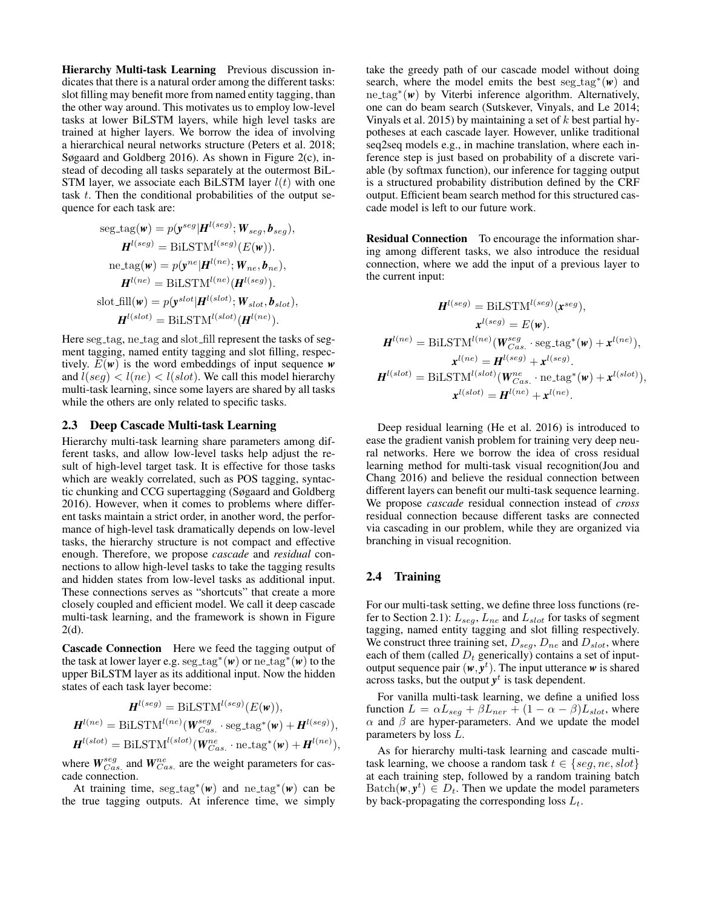**Hierarchy Multi-task Learning** Previous discussion indicates that there is a natural order among the different tasks: slot filling may benefit more from named entity tagging, than the other way around. This motivates us to employ low-level tasks at lower BiLSTM layers, while high level tasks are trained at higher layers. We borrow the idea of involving a hierarchical neural networks structure (Peters et al. 2018; Søgaard and Goldberg 2016). As shown in Figure 2(c), instead of decoding all tasks separately at the outermost BiLSTM layer, we associate each BiLSTM layer $l(t)$ with one task $t$. Then the conditional probabilities of the output sequence for each task are:

$$
\begin{aligned}
\text{seg\_tag}(\boldsymbol{w}) &= p(\boldsymbol{y}^{seg}|\boldsymbol{H}^{l(seg)}; \boldsymbol{W}_{seg}, \boldsymbol{b}_{seg}), \\
\boldsymbol{H}^{l(seg)} &= \text{BiLSTM}^{l(seg)}(E(\boldsymbol{w})). \\
\text{ne\_tag}(\boldsymbol{w}) &= p(\boldsymbol{y}^{ne}|\boldsymbol{H}^{l(ne)}; \boldsymbol{W}_{ne}, \boldsymbol{b}_{ne}), \\
\boldsymbol{H}^{l(ne)} &= \text{BiLSTM}^{l(ne)}(\boldsymbol{H}^{l(seg)}). \\
\text{slot\_fill}(\boldsymbol{w}) &= p(\boldsymbol{y}^{slot}|\boldsymbol{H}^{l(slot)}; \boldsymbol{W}_{slot}, \boldsymbol{b}_{slot}), \\
\boldsymbol{H}^{l(slot)} &= \text{BiLSTM}^{l(slot)}(\boldsymbol{H}^{l(ne)}).
\end{aligned}
$$

Here seg_tag, ne_tag and slot_fill represent the tasks of segment tagging, named entity tagging and slot filling, respectively. $E(\boldsymbol{w})$ is the word embeddings of input sequence $\boldsymbol{w}$ and $l(seg) < l(ne) < l(slot)$. We call this model hierarchy multi-task learning, since some layers are shared by all tasks while the others are only related to specific tasks.

## 2.3 Deep Cascade Multi-task Learning

Hierarchy multi-task learning share parameters among different tasks, and allow low-level tasks help adjust the result of high-level target task. It is effective for those tasks which are weakly correlated, such as POS tagging, syntactic chunking and CCG supertagging (Søgaard and Goldberg 2016). However, when it comes to problems where different tasks maintain a strict order, in another word, the performance of high-level task dramatically depends on low-level tasks, the hierarchy structure is not compact and effective enough. Therefore, we propose *cascade* and *residual* connections to allow high-level tasks to take the tagging results and hidden states from low-level tasks as additional input. These connections serves as "shortcuts" that create a more closely coupled and efficient model. We call it deep cascade multi-task learning, and the framework is shown in Figure 2(d).

**Cascade Connection** Here we feed the tagging output of the task at lower layer e.g. $\text{seg\_tag}^*(\boldsymbol{w})$ or $\text{ne\_tag}^*(\boldsymbol{w})$ to the upper BiLSTM layer as its additional input. Now the hidden states of each task layer become:

$$
\begin{aligned}
\boldsymbol{H}^{l(seg)} &= \text{BiLSTM}^{l(seg)}(E(\boldsymbol{w})), \\
\boldsymbol{H}^{l(ne)} &= \text{BiLSTM}^{l(ne)}(\boldsymbol{W}_{Cas.}^{seg} \cdot \text{seg\_tag}^*(\boldsymbol{w}) + \boldsymbol{H}^{l(seg)}), \\
\boldsymbol{H}^{l(slot)} &= \text{BiLSTM}^{l(slot)}(\boldsymbol{W}_{Cas.}^{ne} \cdot \text{ne\_tag}^*(\boldsymbol{w}) + \boldsymbol{H}^{l(ne)}),
\end{aligned}
$$

where $\boldsymbol{W}_{Cas.}^{seg}$ and $\boldsymbol{W}_{Cas.}^{ne}$ are the weight parameters for cascade connection.

At training time, $\text{seg\_tag}^*(\boldsymbol{w})$ and $\text{ne\_tag}^*(\boldsymbol{w})$ can be the true tagging outputs. At inference time, we simply take the greedy path of our cascade model without doing search, where the model emits the best $\text{seg\_tag}^*(\boldsymbol{w})$ and $\text{ne\_tag}^*(\boldsymbol{w})$ by Viterbi inference algorithm. Alternatively, one can do beam search (Sutskever, Vinyals, and Le 2014; Vinyals et al. 2015) by maintaining a set of $k$ best partial hypotheses at each cascade layer. However, unlike traditional seq2seq models e.g., in machine translation, where each inference step is just based on probability of a discrete variable (by softmax function), our inference for tagging output is a structured probability distribution defined by the CRF output. Efficient beam search method for this structured cascade model is left to our future work.

**Residual Connection** To encourage the information sharing among different tasks, we also introduce the residual connection, where we add the input of a previous layer to the current input:

$$
\begin{aligned}
\boldsymbol{H}^{l(seg)} &= \text{BiLSTM}^{l(seg)}(\boldsymbol{x}^{seg}), \\
\boldsymbol{x}^{l(seg)} &= E(\boldsymbol{w}). \\
\boldsymbol{H}^{l(ne)} &= \text{BiLSTM}^{l(ne)}(\boldsymbol{W}_{Cas.}^{seg} \cdot \text{seg\_tag}^*(\boldsymbol{w}) + \boldsymbol{x}^{l(ne)}), \\
\boldsymbol{x}^{l(ne)} &= \boldsymbol{H}^{l(seg)} + \boldsymbol{x}^{l(seg)}. \\
\boldsymbol{H}^{l(slot)} &= \text{BiLSTM}^{l(slot)}(\boldsymbol{W}_{Cas.}^{ne} \cdot \text{ne\_tag}^*(\boldsymbol{w}) + \boldsymbol{x}^{l(slot)}), \\
\boldsymbol{x}^{l(slot)} &= \boldsymbol{H}^{l(ne)} + \boldsymbol{x}^{l(ne)}.
\end{aligned}
$$

Deep residual learning (He et al. 2016) is introduced to ease the gradient vanish problem for training very deep neural networks. Here we borrow the idea of cross residual learning method for multi-task visual recognition(Jou and Chang 2016) and believe the residual connection between different layers can benefit our multi-task sequence learning. We propose *cascade* residual connection instead of *cross* residual connection because different tasks are connected via cascading in our problem, while they are organized via branching in visual recognition.

## 2.4 Training

For our multi-task setting, we define three loss functions (refer to Section 2.1): $L_{seg}$, $L_{ne}$ and $L_{slot}$ for tasks of segment tagging, named entity tagging and slot filling respectively. We construct three training set, $D_{seg}$, $D_{ne}$ and $D_{slot}$, where each of them (called $D_t$ generically) contains a set of input-output sequence pair $(\boldsymbol{w}, \boldsymbol{y}^t)$. The input utterance $\boldsymbol{w}$ is shared across tasks, but the output $\boldsymbol{y}^t$ is task dependent.

For vanilla multi-task learning, we define a unified loss function $L = \alpha L_{seg} + \beta L_{ner} + (1 - \alpha - \beta) L_{slot}$, where $\alpha$ and $\beta$ are hyper-parameters. And we update the model parameters by loss $L$.

As for hierarchy multi-task learning and cascade multi-task learning, we choose a random task $t \in \{seg, ne, slot\}$ at each training step, followed by a random training batch $\text{Batch}(\boldsymbol{w}, \boldsymbol{y}^t) \in D_t$. Then we update the model parameters by back-propagating the corresponding loss $L_t$.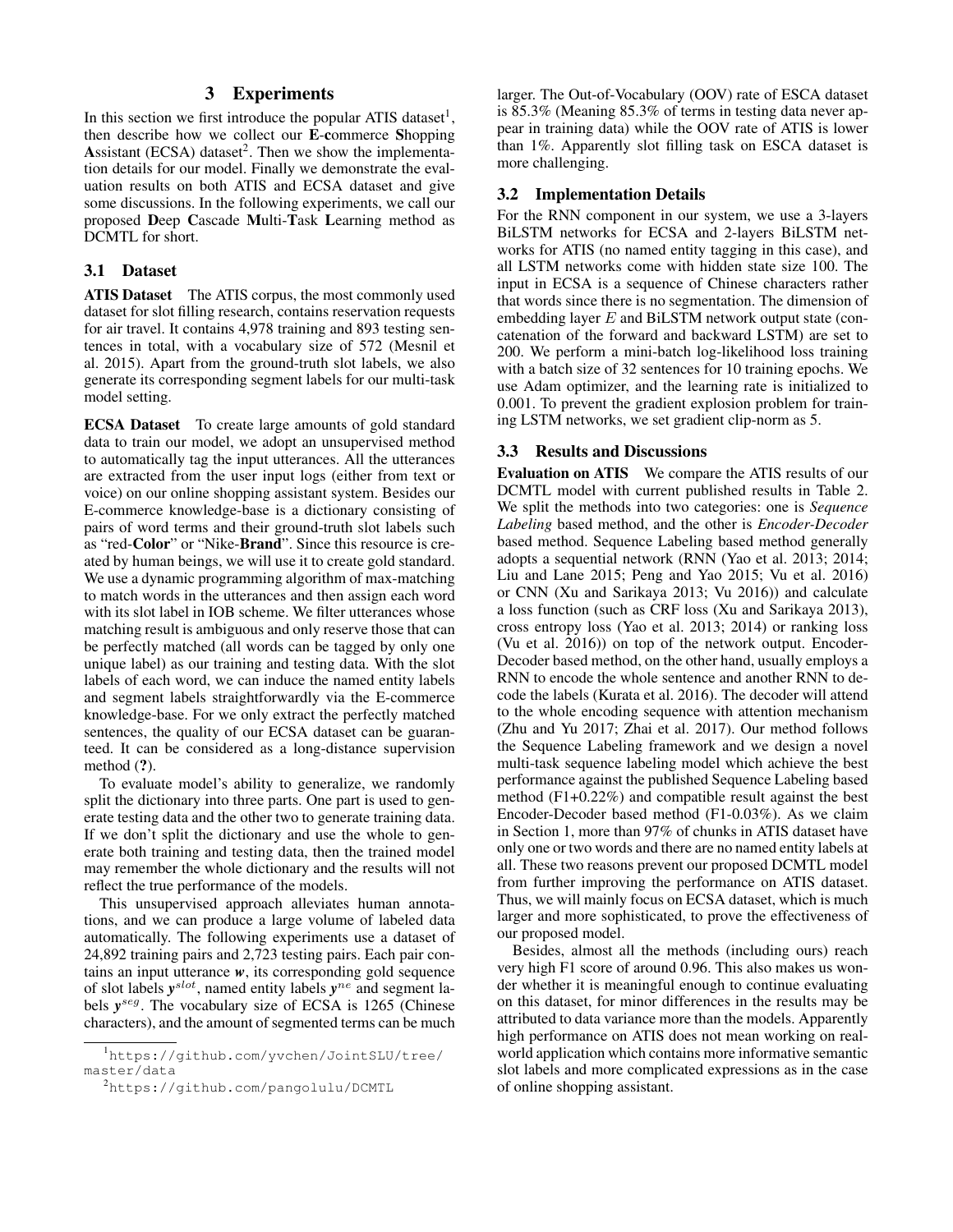## 3 Experiments

In this section we first introduce the popular ATIS dataset[1], then describe how we collect our **E**-commerce **S**hopping **A**ssistant (ECSA) dataset[2]. Then we show the implementation details for our model. Finally we demonstrate the evaluation results on both ATIS and ECSA dataset and give some discussions. In the following experiments, we call our proposed **D**eep **C**ascade **M**ulti-**T**ask **L**earning method as DCMTL for short.

### 3.1 Dataset

**ATIS Dataset** The ATIS corpus, the most commonly used dataset for slot filling research, contains reservation requests for air travel. It contains 4,978 training and 893 testing sentences in total, with a vocabulary size of 572 (Mesnil et al. 2015). Apart from the ground-truth slot labels, we also generate its corresponding segment labels for our multi-task model setting.

**ECSA Dataset** To create large amounts of gold standard data to train our model, we adopt an unsupervised method to automatically tag the input utterances. All the utterances are extracted from the user input logs (either from text or voice) on our online shopping assistant system. Besides our E-commerce knowledge-base is a dictionary consisting of pairs of word terms and their ground-truth slot labels such as "red-**Color**" or "Nike-**Brand**". Since this resource is created by human beings, we will use it to create gold standard. We use a dynamic programming algorithm of max-matching to match words in the utterances and then assign each word with its slot label in IOB scheme. We filter utterances whose matching result is ambiguous and only reserve those that can be perfectly matched (all words can be tagged by only one unique label) as our training and testing data. With the slot labels of each word, we can induce the named entity labels and segment labels straightforwardly via the E-commerce knowledge-base. For we only extract the perfectly matched sentences, the quality of our ECSA dataset can be guaranteed. It can be considered as a long-distance supervision method (**?**).

To evaluate model's ability to generalize, we randomly split the dictionary into three parts. One part is used to generate testing data and the other two to generate training data. If we don't split the dictionary and use the whole to generate both training and testing data, then the trained model may remember the whole dictionary and the results will not reflect the true performance of the models.

This unsupervised approach alleviates human annotations, and we can produce a large volume of labeled data automatically. The following experiments use a dataset of 24,892 training pairs and 2,723 testing pairs. Each pair contains an input utterance $\boldsymbol{w}$, its corresponding gold sequence of slot labels $\boldsymbol{y}^{slot}$, named entity labels $\boldsymbol{y}^{ne}$ and segment labels $\boldsymbol{y}^{seg}$. The vocabulary size of ECSA is 1265 (Chinese characters), and the amount of segmented terms can be much larger. The Out-of-Vocabulary (OOV) rate of ESCA dataset is 85.3% (Meaning 85.3% of terms in testing data never appear in training data) while the OOV rate of ATIS is lower than 1%. Apparently slot filling task on ESCA dataset is more challenging.

### 3.2 Implementation Details

For the RNN component in our system, we use a 3-layers BiLSTM networks for ECSA and 2-layers BiLSTM networks for ATIS (no named entity tagging in this case), and all LSTM networks come with hidden state size 100. The input in ECSA is a sequence of Chinese characters rather that words since there is no segmentation. The dimension of embedding layer $E$ and BiLSTM network output state (concatenation of the forward and backward LSTM) are set to 200. We perform a mini-batch log-likelihood loss training with a batch size of 32 sentences for 10 training epochs. We use Adam optimizer, and the learning rate is initialized to 0.001. To prevent the gradient explosion problem for training LSTM networks, we set gradient clip-norm as 5.

### 3.3 Results and Discussions

**Evaluation on ATIS** We compare the ATIS results of our DCMTL model with current published results in Table 2. We split the methods into two categories: one is *Sequence Labeling* based method, and the other is *Encoder-Decoder* based method. Sequence Labeling based method generally adopts a sequential network (RNN (Yao et al. 2013; 2014; Liu and Lane 2015; Peng and Yao 2015; Vu et al. 2016) or CNN (Xu and Sarikaya 2013; Vu 2016)) and calculate a loss function (such as CRF loss (Xu and Sarikaya 2013), cross entropy loss (Yao et al. 2013; 2014) or ranking loss (Vu et al. 2016)) on top of the network output. Encoder-Decoder based method, on the other hand, usually employs a RNN to encode the whole sentence and another RNN to decode the labels (Kurata et al. 2016). The decoder will attend to the whole encoding sequence with attention mechanism (Zhu and Yu 2017; Zhai et al. 2017). Our method follows the Sequence Labeling framework and we design a novel multi-task sequence labeling model which achieve the best performance against the published Sequence Labeling based method (F1+0.22%) and compatible result against the best Encoder-Decoder based method (F1-0.03%). As we claim in Section 1, more than 97% of chunks in ATIS dataset have only one or two words and there are no named entity labels at all. These two reasons prevent our proposed DCMTL model from further improving the performance on ATIS dataset. Thus, we will mainly focus on ECSA dataset, which is much larger and more sophisticated, to prove the effectiveness of our proposed model.

Besides, almost all the methods (including ours) reach very high F1 score of around 0.96. This also makes us wonder whether it is meaningful enough to continue evaluating on this dataset, for minor differences in the results may be attributed to data variance more than the models. Apparently high performance on ATIS does not mean working on real-world application which contains more informative semantic slot labels and more complicated expressions as in the case of online shopping assistant.

[1] https://github.com/yvchen/JointSLU/tree/master/data

[2] https://github.com/pangolulu/DCMTL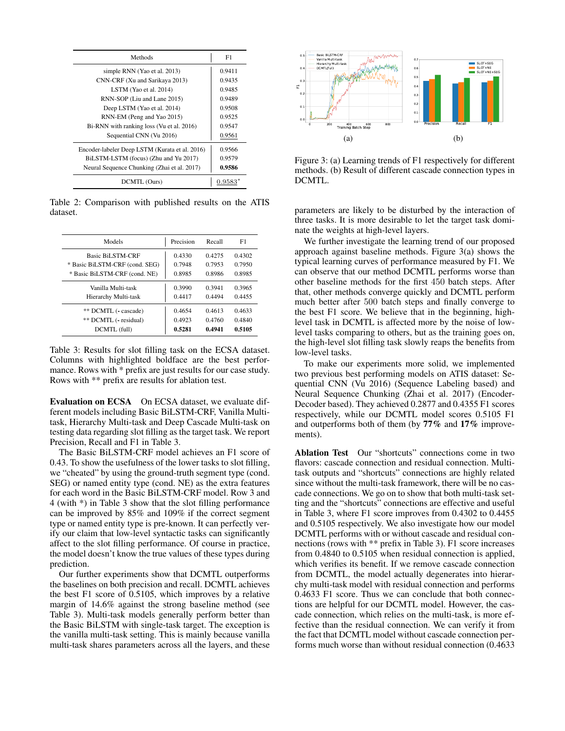| Methods | F1 |
|---|---|
| simple RNN (Yao et al. 2013) | 0.9411 |
| CNN-CRF (Xu and Sarikaya 2013) | 0.9435 |
| LSTM (Yao et al. 2014) | 0.9485 |
| RNN-SOP (Liu and Lane 2015) | 0.9489 |
| Deep LSTM (Yao et al. 2014) | 0.9508 |
| RNN-EM (Peng and Yao 2015) | 0.9525 |
| Bi-RNN with ranking loss (Vu et al. 2016) | 0.9547 |
| Sequential CNN (Vu 2016) | 0.9561 |
| Encoder-labeler Deep LSTM (Kurata et al. 2016) | 0.9566 |
| BiLSTM-LSTM (focus) (Zhu and Yu 2017) | 0.9579 |
| Neural Sequence Chunking (Zhai et al. 2017) | **0.9586** |
| DCMTL (Ours) | 0.9583* |

Table 2: Comparison with published results on the ATIS dataset.

| Models | Precision | Recall | F1 |
|---|---|---|---|
| Basic BiLSTM-CRF | 0.4330 | 0.4275 | 0.4302 |
| * Basic BiLSTM-CRF (cond. SEG) | 0.7948 | 0.7953 | 0.7950 |
| * Basic BiLSTM-CRF (cond. NE) | 0.8985 | 0.8986 | 0.8985 |
| Vanilla Multi-task | 0.3990 | 0.3941 | 0.3965 |
| Hierarchy Multi-task | 0.4417 | 0.4494 | 0.4455 |
| ** DCMTL (- cascade) | 0.4654 | 0.4613 | 0.4633 |
| ** DCMTL (- residual) | 0.4923 | 0.4760 | 0.4840 |
| DCMTL (full) | **0.5281** | **0.4941** | **0.5105** |

Table 3: Results for slot filling task on the ECSA dataset. Columns with highlighted boldface are the best performance. Rows with * prefix are just results for our case study. Rows with ** prefix are results for ablation test.

**Evaluation on ECSA** On ECSA dataset, we evaluate different models including Basic BiLSTM-CRF, Vanilla Multi-task, Hierarchy Multi-task and Deep Cascade Multi-task on testing data regarding slot filling as the target task. We report Precision, Recall and F1 in Table 3.

The Basic BiLSTM-CRF model achieves an F1 score of 0.43. To show the usefulness of the lower tasks to slot filling, we "cheated" by using the ground-truth segment type (cond. SEG) or named entity type (cond. NE) as the extra features for each word in the Basic BiLSTM-CRF model. Row 3 and 4 (with *) in Table 3 show that the slot filling performance can be improved by 85% and 109% if the correct segment type or named entity type is pre-known. It can perfectly verify our claim that low-level syntactic tasks can significantly affect to the slot filling performance. Of course in practice, the model doesn't know the true values of these types during prediction.

Our further experiments show that DCMTL outperforms the baselines on both precision and recall. DCMTL achieves the best F1 score of 0.5105, which improves by a relative margin of 14.6% against the strong baseline method (see Table 3). Multi-task models generally perform better than the Basic BiLSTM with single-task target. The exception is the vanilla multi-task setting. This is mainly because vanilla multi-task shares parameters across all the layers, and these parameters are likely to be disturbed by the interaction of three tasks. It is more desirable to let the target task dominate the weights at high-level layers.

Figure 3: (a) Learning trends of F1 respectively for different methods. (b) Result of different cascade connection types in DCMTL.

We further investigate the learning trend of our proposed approach against baseline methods. Figure 3(a) shows the typical learning curves of performance measured by F1. We can observe that our method DCMTL performs worse than other baseline methods for the first 450 batch steps. After that, other methods converge quickly and DCMTL perform much better after 500 batch steps and finally converge to the best F1 score. We believe that in the beginning, high-level task in DCMTL is affected more by the noise of low-level tasks comparing to others, but as the training goes on, the high-level slot filling task slowly reaps the benefits from low-level tasks.

To make our experiments more solid, we implemented two previous best performing models on ATIS dataset: Sequential CNN (Vu 2016) (Sequence Labeling based) and Neural Sequence Chunking (Zhai et al. 2017) (Encoder-Decoder based). They achieved 0.2877 and 0.4355 F1 scores respectively, while our DCMTL model scores 0.5105 F1 and outperforms both of them (by **77%** and **17%** improvements).

**Ablation Test** Our "shortcuts" connections come in two flavors: cascade connection and residual connection. Multi-task outputs and "shortcuts" connections are highly related since without the multi-task framework, there will be no cascade connections. We go on to show that both multi-task setting and the "shortcuts" connections are effective and useful in Table 3, where F1 score improves from 0.4302 to 0.4455 and 0.5105 respectively. We also investigate how our model DCMTL performs with or without cascade and residual connections (rows with ** prefix in Table 3). F1 score increases from 0.4840 to 0.5105 when residual connection is applied, which verifies its benefit. If we remove cascade connection from DCMTL, the model actually degenerates into hierarchy multi-task model with residual connection and performs 0.4633 F1 score. Thus we can conclude that both connections are helpful for our DCMTL model. However, the cascade connection, which relies on the multi-task, is more effective than the residual connection. We can verify it from the fact that DCMTL model without cascade connection performs much worse than without residual connection (0.4633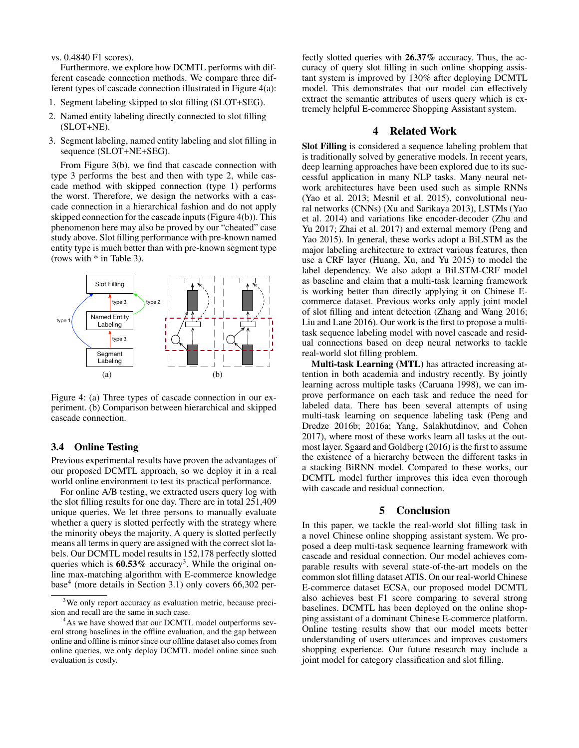vs. 0.4840 F1 scores).

Furthermore, we explore how DCMTL performs with different cascade connection methods. We compare three different types of cascade connection illustrated in Figure 4(a):

1. Segment labeling skipped to slot filling (SLOT+SEG).
2. Named entity labeling directly connected to slot filling (SLOT+NE).
3. Segment labeling, named entity labeling and slot filling in sequence (SLOT+NE+SEG).

From Figure 3(b), we find that cascade connection with type 3 performs the best and then with type 2, while cascade method with skipped connection (type 1) performs the worst. Therefore, we design the networks with a cascade connection in a hierarchical fashion and do not apply skipped connection for the cascade inputs (Figure 4(b)). This phenomenon here may also be proved by our "cheated" case study above. Slot filling performance with pre-known named entity type is much better than with pre-known segment type (rows with * in Table 3).

Figure 4: (a) Three types of cascade connection in our experiment. (b) Comparison between hierarchical and skipped cascade connection.

### 3.4 Online Testing

Previous experimental results have proven the advantages of our proposed DCMTL approach, so we deploy it in a real world online environment to test its practical performance.

For online A/B testing, we extracted users query log with the slot filling results for one day. There are in total 251,409 unique queries. We let three persons to manually evaluate whether a query is slotted perfectly with the strategy where the minority obeys the majority. A query is slotted perfectly means all terms in query are assigned with the correct slot labels. Our DCMTL model results in 152,178 perfectly slotted queries which is **60.53%** accuracy[3]. While the original online max-matching algorithm with E-commerce knowledge base[4] (more details in Section 3.1) only covers 66,302 perfectly slotted queries with **26.37%** accuracy. Thus, the accuracy of query slot filling in such online shopping assistant system is improved by 130% after deploying DCMTL model. This demonstrates that our model can effectively extract the semantic attributes of users query which is extremely helpful E-commerce Shopping Assistant system.

[3] We only report accuracy as evaluation metric, because precision and recall are the same in such case.

[4] As we have showed that our DCMTL model outperforms several strong baselines in the offline evaluation, and the gap between online and offline is minor since our offline dataset also comes from online queries, we only deploy DCMTL model online since such evaluation is costly.

## 4 Related Work

**Slot Filling** is considered a sequence labeling problem that is traditionally solved by generative models. In recent years, deep learning approaches have been explored due to its successful application in many NLP tasks. Many neural network architectures have been used such as simple RNNs (Yao et al. 2013; Mesnil et al. 2015), convolutional neural networks (CNNs) (Xu and Sarikaya 2013), LSTMs (Yao et al. 2014) and variations like encoder-decoder (Zhu and Yu 2017; Zhai et al. 2017) and external memory (Peng and Yao 2015). In general, these works adopt a BiLSTM as the major labeling architecture to extract various features, then use a CRF layer (Huang, Xu, and Yu 2015) to model the label dependency. We also adopt a BiLSTM-CRF model as baseline and claim that a multi-task learning framework is working better than directly applying it on Chinese E-commerce dataset. Previous works only apply joint model of slot filling and intent detection (Zhang and Wang 2016; Liu and Lane 2016). Our work is the first to propose a multi-task sequence labeling model with novel cascade and residual connections based on deep neural networks to tackle real-world slot filling problem.

**Multi-task Learning (MTL)** has attracted increasing attention in both academia and industry recently. By jointly learning across multiple tasks (Caruana 1998), we can improve performance on each task and reduce the need for labeled data. There has been several attempts of using multi-task learning on sequence labeling task (Peng and Dredze 2016b; 2016a; Yang, Salakhutdinov, and Cohen 2017), where most of these works learn all tasks at the outmost layer. Sgaard and Goldberg (2016) is the first to assume the existence of a hierarchy between the different tasks in a stacking BiRNN model. Compared to these works, our DCMTL model further improves this idea even thorough with cascade and residual connection.

## 5 Conclusion

In this paper, we tackle the real-world slot filling task in a novel Chinese online shopping assistant system. We proposed a deep multi-task sequence learning framework with cascade and residual connection. Our model achieves comparable results with several state-of-the-art models on the common slot filling dataset ATIS. On our real-world Chinese E-commerce dataset ECSA, our proposed model DCMTL also achieves best F1 score comparing to several strong baselines. DCMTL has been deployed on the online shopping assistant of a dominant Chinese E-commerce platform. Online testing results show that our model meets better understanding of users utterances and improves customers shopping experience. Our future research may include a joint model for category classification and slot filling.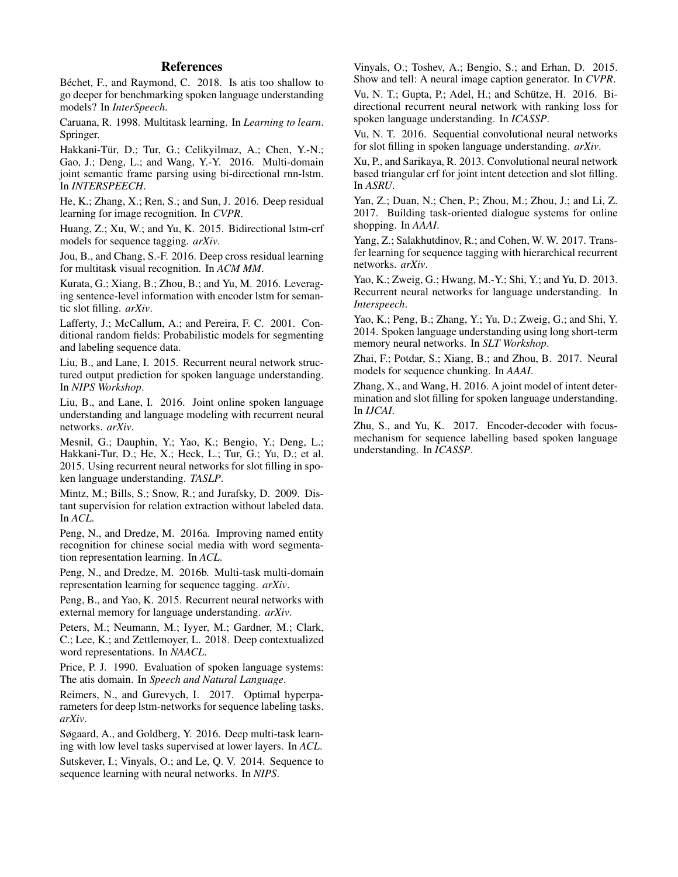## References

Béchet, F., and Raymond, C. 2018. Is atis too shallow to go deeper for benchmarking spoken language understanding models? In *InterSpeech*.

Caruana, R. 1998. Multitask learning. In *Learning to learn*. Springer.

Hakkani-Tür, D.; Tur, G.; Celikyilmaz, A.; Chen, Y.-N.; Gao, J.; Deng, L.; and Wang, Y.-Y. 2016. Multi-domain joint semantic frame parsing using bi-directional rnn-lstm. In *INTERSPEECH*.

He, K.; Zhang, X.; Ren, S.; and Sun, J. 2016. Deep residual learning for image recognition. In *CVPR*.

Huang, Z.; Xu, W.; and Yu, K. 2015. Bidirectional lstm-crf models for sequence tagging. *arXiv*.

Jou, B., and Chang, S.-F. 2016. Deep cross residual learning for multitask visual recognition. In *ACM MM*.

Kurata, G.; Xiang, B.; Zhou, B.; and Yu, M. 2016. Leveraging sentence-level information with encoder lstm for semantic slot filling. *arXiv*.

Lafferty, J.; McCallum, A.; and Pereira, F. C. 2001. Conditional random fields: Probabilistic models for segmenting and labeling sequence data.

Liu, B., and Lane, I. 2015. Recurrent neural network structured output prediction for spoken language understanding. In *NIPS Workshop*.

Liu, B., and Lane, I. 2016. Joint online spoken language understanding and language modeling with recurrent neural networks. *arXiv*.

Mesnil, G.; Dauphin, Y.; Yao, K.; Bengio, Y.; Deng, L.; Hakkani-Tur, D.; He, X.; Heck, L.; Tur, G.; Yu, D.; et al. 2015. Using recurrent neural networks for slot filling in spoken language understanding. *TASLP*.

Mintz, M.; Bills, S.; Snow, R.; and Jurafsky, D. 2009. Distant supervision for relation extraction without labeled data. In *ACL*.

Peng, N., and Dredze, M. 2016a. Improving named entity recognition for chinese social media with word segmentation representation learning. In *ACL*.

Peng, N., and Dredze, M. 2016b. Multi-task multi-domain representation learning for sequence tagging. *arXiv*.

Peng, B., and Yao, K. 2015. Recurrent neural networks with external memory for language understanding. *arXiv*.

Peters, M.; Neumann, M.; Iyyer, M.; Gardner, M.; Clark, C.; Lee, K.; and Zettlemoyer, L. 2018. Deep contextualized word representations. In *NAACL*.

Price, P. J. 1990. Evaluation of spoken language systems: The atis domain. In *Speech and Natural Language*.

Reimers, N., and Gurevych, I. 2017. Optimal hyperparameters for deep lstm-networks for sequence labeling tasks. *arXiv*.

Søgaard, A., and Goldberg, Y. 2016. Deep multi-task learning with low level tasks supervised at lower layers. In *ACL*.

Sutskever, I.; Vinyals, O.; and Le, Q. V. 2014. Sequence to sequence learning with neural networks. In *NIPS*.

Vinyals, O.; Toshev, A.; Bengio, S.; and Erhan, D. 2015. Show and tell: A neural image caption generator. In *CVPR*.

Vu, N. T.; Gupta, P.; Adel, H.; and Schütze, H. 2016. Bi-directional recurrent neural network with ranking loss for spoken language understanding. In *ICASSP*.

Vu, N. T. 2016. Sequential convolutional neural networks for slot filling in spoken language understanding. *arXiv*.

Xu, P., and Sarikaya, R. 2013. Convolutional neural network based triangular crf for joint intent detection and slot filling. In *ASRU*.

Yan, Z.; Duan, N.; Chen, P.; Zhou, M.; Zhou, J.; and Li, Z. 2017. Building task-oriented dialogue systems for online shopping. In *AAAI*.

Yang, Z.; Salakhutdinov, R.; and Cohen, W. W. 2017. Transfer learning for sequence tagging with hierarchical recurrent networks. *arXiv*.

Yao, K.; Zweig, G.; Hwang, M.-Y.; Shi, Y.; and Yu, D. 2013. Recurrent neural networks for language understanding. In *Interspeech*.

Yao, K.; Peng, B.; Zhang, Y.; Yu, D.; Zweig, G.; and Shi, Y. 2014. Spoken language understanding using long short-term memory neural networks. In *SLT Workshop*.

Zhai, F.; Potdar, S.; Xiang, B.; and Zhou, B. 2017. Neural models for sequence chunking. In *AAAI*.

Zhang, X., and Wang, H. 2016. A joint model of intent determination and slot filling for spoken language understanding. In *IJCAI*.

Zhu, S., and Yu, K. 2017. Encoder-decoder with focus-mechanism for sequence labelling based spoken language understanding. In *ICASSP*.